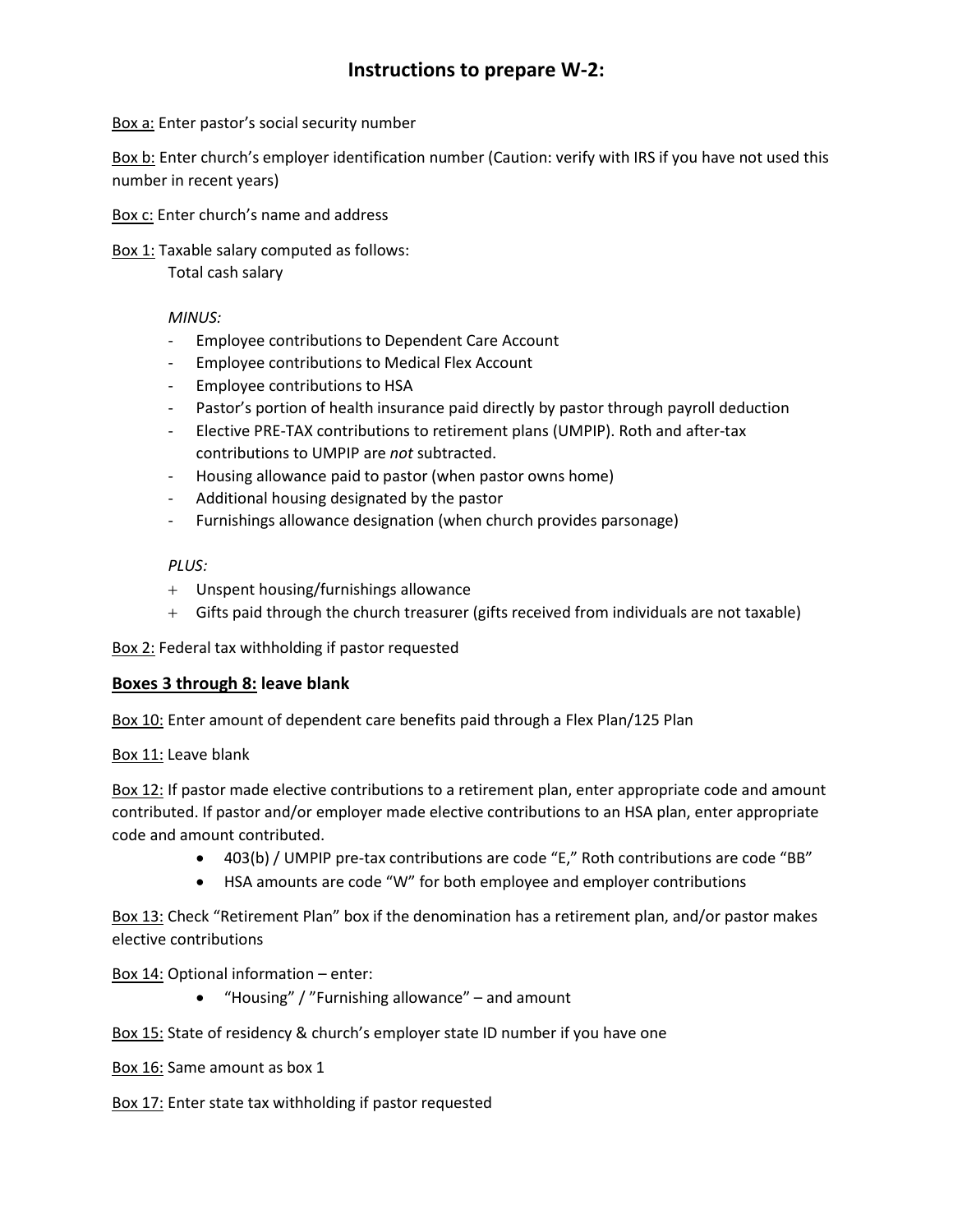# Instructions to prepare W-2:

<u>Box a:</u> Enter pastor's social security number

<u>Box b:</u> Enter church's employer identification number (Caution: verify with IRS if you have not used this number in recent years)

<u>Box c:</u> Enter church's name and address

<u>Box 1:</u> Taxable salary computed as follows:

Total cash salary

*MINUS:*

- Employee contributions to Dependent Care Account
- Employee contributions to Medical Flex Account
- Employee contributions to HSA
- Pastor's portion of health insurance paid directly by pastor through payroll deduction
- Elective PRE-TAX contributions to retirement plans (UMPIP). Roth and after-tax contributions to UMPIP are *not* subtracted.
- Housing allowance paid to pastor (when pastor owns home)
- Additional housing designated by the pastor
- Furnishings allowance designation (when church provides parsonage)

*PLUS:*

+ Unspent housing/furnishings allowance
+ Gifts paid through the church treasurer (gifts received from individuals are not taxable)

<u>Box 2:</u> Federal tax withholding if pastor requested

**<u>Boxes 3 through 8:</u> leave blank**

<u>Box 10:</u> Enter amount of dependent care benefits paid through a Flex Plan/125 Plan

<u>Box 11:</u> Leave blank

<u>Box 12:</u> If pastor made elective contributions to a retirement plan, enter appropriate code and amount contributed. If pastor and/or employer made elective contributions to an HSA plan, enter appropriate code and amount contributed.

- 403(b) / UMPIP pre-tax contributions are code "E," Roth contributions are code "BB"
- HSA amounts are code "W" for both employee and employer contributions

<u>Box 13:</u> Check "Retirement Plan" box if the denomination has a retirement plan, and/or pastor makes elective contributions

<u>Box 14:</u> Optional information – enter:

- "Housing" / "Furnishing allowance" – and amount

<u>Box 15:</u> State of residency & church's employer state ID number if you have one

<u>Box 16:</u> Same amount as box 1

<u>Box 17:</u> Enter state tax withholding if pastor requested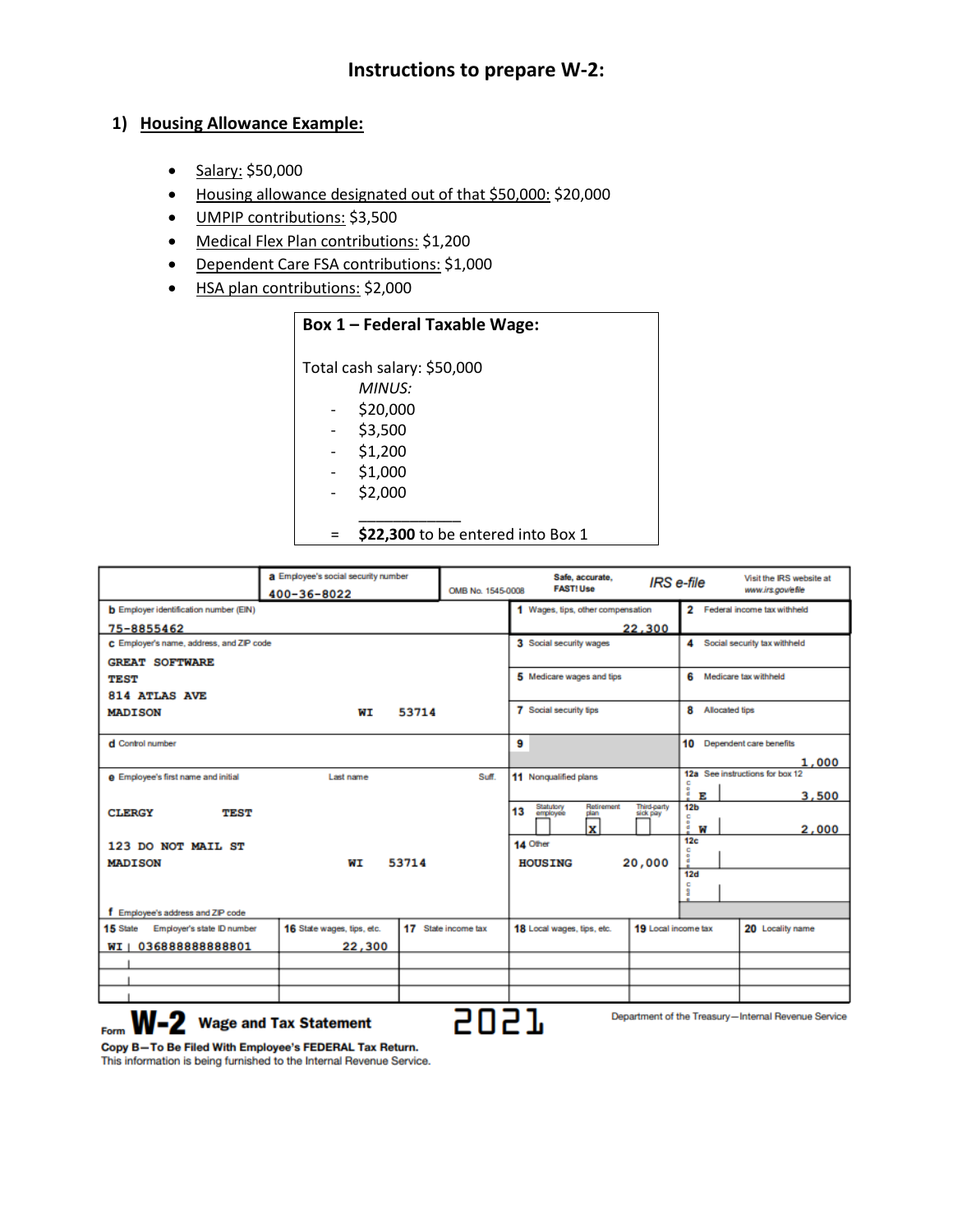# Instructions to prepare W-2:

## 1) Housing Allowance Example:

- Salary: $50,000
- Housing allowance designated out of that $50,000: $20,000
- UMPIP contributions: $3,500
- Medical Flex Plan contributions: $1,200
- Dependent Care FSA contributions: $1,000
- HSA plan contributions: $2,000

**Box 1 – Federal Taxable Wage:**

Total cash salary: $50,000

*MINUS:*

- $20,000
- $3,500
- $1,200
- $1,000
- $2,000

= **$22,300** to be entered into Box 1

| | | |
|---|---|---|
| a Employee's social security number: 400-36-8022 | OMB No. 1545-0008 | Safe, accurate, FAST! Use IRS e-file. Visit the IRS website at www.irs.gov/efile |
| b Employer identification number (EIN): 75-8855462 | 1 Wages, tips, other compensation: 22,300 | 2 Federal income tax withheld |
| c Employer's name, address, and ZIP code: GREAT SOFTWARE TEST, 814 ATLAS AVE, MADISON WI 53714 | 3 Social security wages | 4 Social security tax withheld |
| | 5 Medicare wages and tips | 6 Medicare tax withheld |
| | 7 Social security tips | 8 Allocated tips |
| d Control number | 9 | 10 Dependent care benefits: 1,000 |
| e Employee's first name and initial / Last name / Suff.: CLERGY TEST | 11 Nonqualified plans | 12a See instructions for box 12: Code E 3,500 |
| f Employee's address and ZIP code: 123 DO NOT MAIL ST, MADISON WI 53714 | 13 Statutory employee [ ] Retirement plan [X] Third-party sick pay [ ] | 12b: Code W 2,000 |
| | 14 Other: HOUSING 20,000 | 12c |
| | | 12d |

| 15 State | Employer's state ID number | 16 State wages, tips, etc. | 17 State income tax | 18 Local wages, tips, etc. | 19 Local income tax | 20 Locality name |
|---|---|---|---|---|---|---|
| WI | 036888888888801 | 22,300 | | | | |

Form **W-2** Wage and Tax Statement 2021

Department of the Treasury—Internal Revenue Service

**Copy B—To Be Filed With Employee's FEDERAL Tax Return.**
This information is being furnished to the Internal Revenue Service.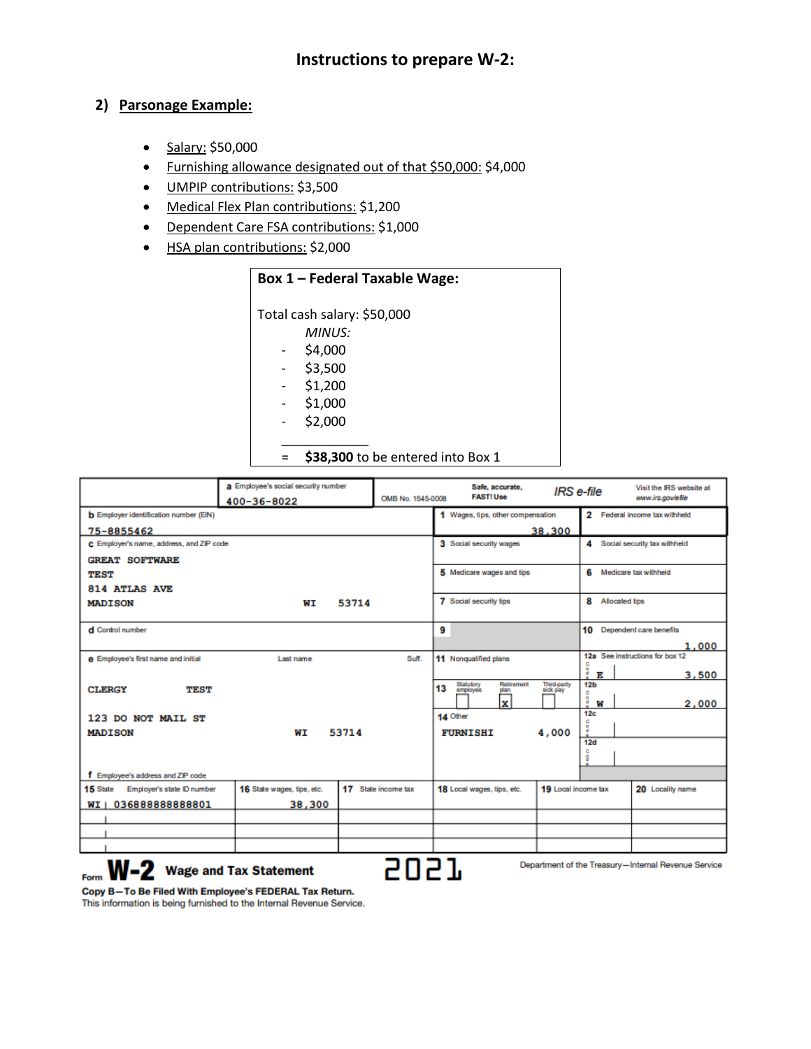# Instructions to prepare W-2:

## 2) Parsonage Example:

- Salary: $50,000
- Furnishing allowance designated out of that $50,000: $4,000
- UMPIP contributions: $3,500
- Medical Flex Plan contributions: $1,200
- Dependent Care FSA contributions: $1,000
- HSA plan contributions: $2,000

**Box 1 – Federal Taxable Wage:**

Total cash salary: $50,000

*MINUS:*

- $4,000
- $3,500
- $1,200
- $1,000
- $2,000

= **$38,300** to be entered into Box 1

| | | | | |
|---|---|---|---|---|
| | a Employee's social security number: 400-36-8022 | OMB No. 1545-0008 | Safe, accurate, FAST! Use IRS e-file | Visit the IRS website at www.irs.gov/efile |
| b Employer identification number (EIN): 75-8855462 | | 1 Wages, tips, other compensation: 38,300 | 2 Federal income tax withheld | |
| c Employer's name, address, and ZIP code: GREAT SOFTWARE TEST 814 ATLAS AVE MADISON WI 53714 | | 3 Social security wages | 4 Social security tax withheld | |
| | | 5 Medicare wages and tips | 6 Medicare tax withheld | |
| | | 7 Social security tips | 8 Allocated tips | |
| d Control number | | 9 | 10 Dependent care benefits: 1,000 | |
| e Employee's first name and initial / Last name / Suff.: CLERGY TEST | | 11 Nonqualified plans | 12a See instructions for box 12: E 3,500 | |
| | | 13 Statutory employee [ ] Retirement plan [X] Third-party sick pay [ ] | 12b: W 2,000 | |
| 123 DO NOT MAIL ST MADISON WI 53714 | | 14 Other: FURNISHI 4,000 | 12c | |
| f Employee's address and ZIP code | | | 12d | |

| 15 State | Employer's state ID number | 16 State wages, tips, etc. | 17 State income tax | 18 Local wages, tips, etc. | 19 Local income tax | 20 Locality name |
|---|---|---|---|---|---|---|
| WI | 036888888888801 | 38,300 | | | | |
| | | | | | | |
| | | | | | | |

Form **W-2** Wage and Tax Statement 2021

Department of the Treasury—Internal Revenue Service

**Copy B—To Be Filed With Employee's FEDERAL Tax Return.**
This information is being furnished to the Internal Revenue Service.